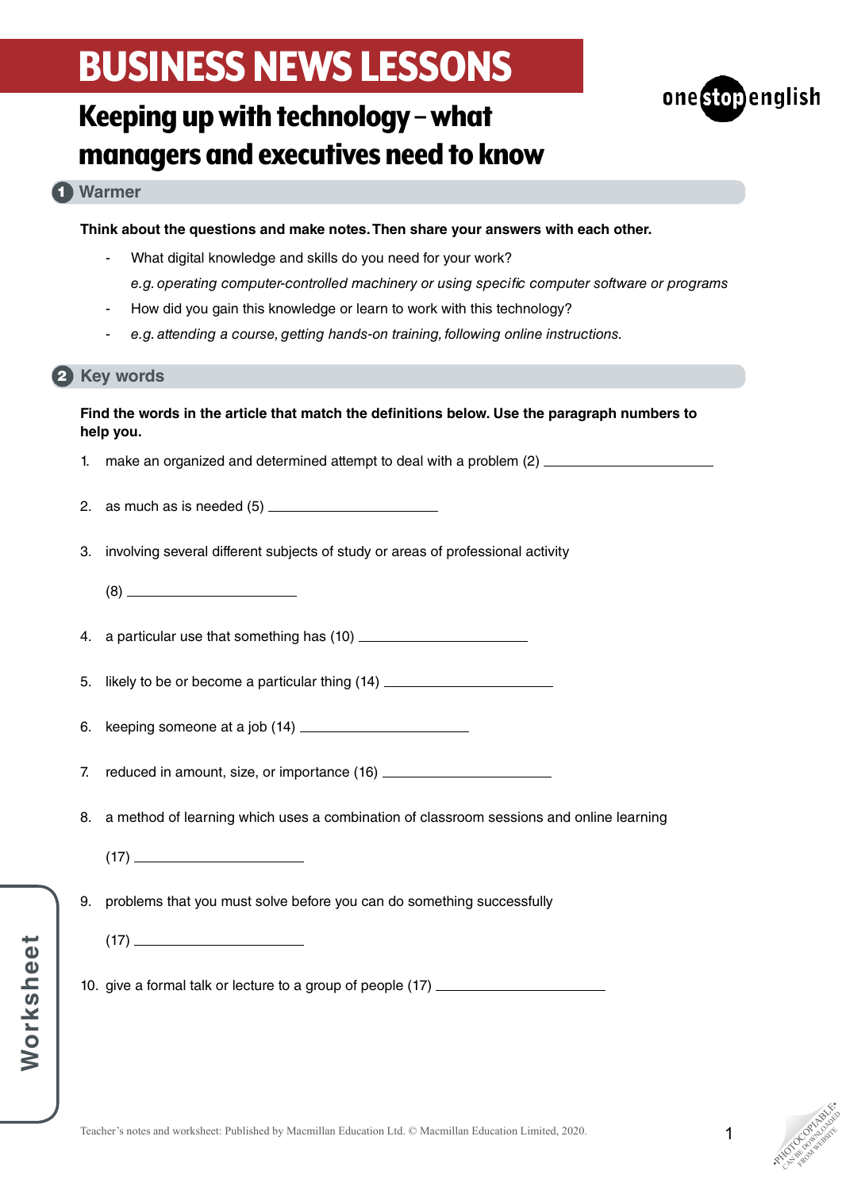# BUSINESS NEWS LESSONS

## Keeping up with technology – what managers and executives need to know

### 1 Warmer

**Think about the questions and make notes. Then share your answers with each other.**

- What digital knowledge and skills do you need for your work?
  *e.g. operating computer-controlled machinery or using specific computer software or programs*
- How did you gain this knowledge or learn to work with this technology?
- *e.g. attending a course, getting hands-on training, following online instructions.*

### 2 Key words

**Find the words in the article that match the definitions below. Use the paragraph numbers to help you.**

1. make an organized and determined attempt to deal with a problem (2) ____________________
2. as much as is needed (5) ____________________
3. involving several different subjects of study or areas of professional activity (8) ____________________
4. a particular use that something has (10) ____________________
5. likely to be or become a particular thing (14) ____________________
6. keeping someone at a job (14) ____________________
7. reduced in amount, size, or importance (16) ____________________
8. a method of learning which uses a combination of classroom sessions and online learning (17) ____________________
9. problems that you must solve before you can do something successfully (17) ____________________
10. give a formal talk or lecture to a group of people (17) ____________________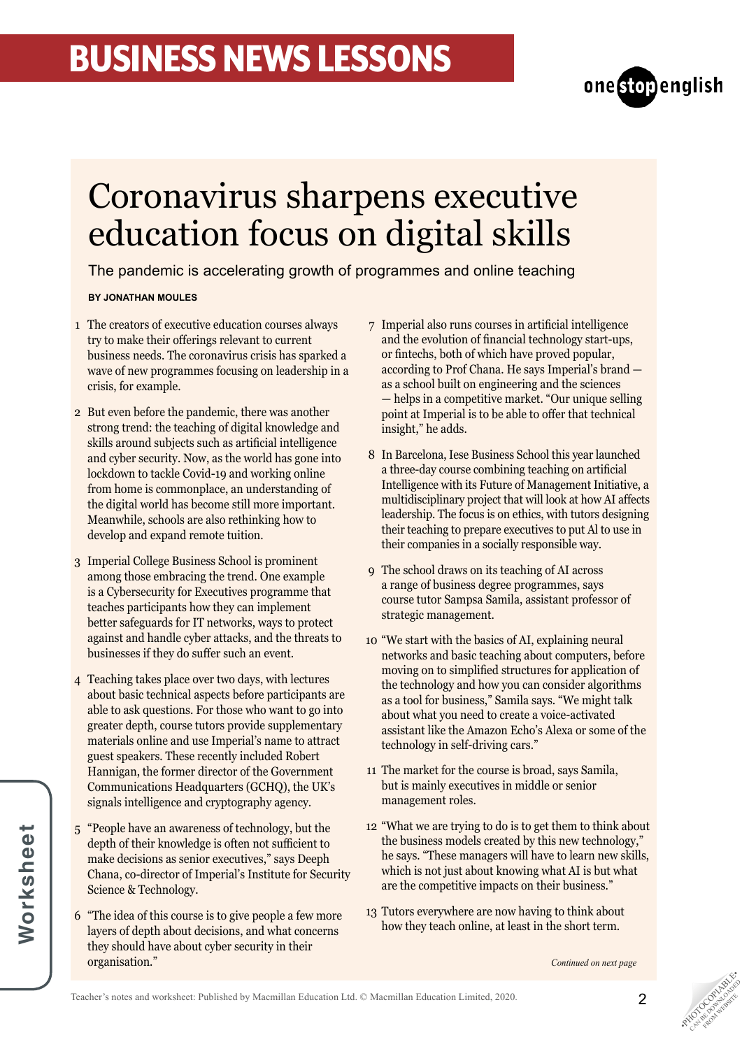# Coronavirus sharpens executive education focus on digital skills

The pandemic is accelerating growth of programmes and online teaching

**BY JONATHAN MOULES**

1 The creators of executive education courses always try to make their offerings relevant to current business needs. The coronavirus crisis has sparked a wave of new programmes focusing on leadership in a crisis, for example.

2 But even before the pandemic, there was another strong trend: the teaching of digital knowledge and skills around subjects such as artificial intelligence and cyber security. Now, as the world has gone into lockdown to tackle Covid-19 and working online from home is commonplace, an understanding of the digital world has become still more important. Meanwhile, schools are also rethinking how to develop and expand remote tuition.

3 Imperial College Business School is prominent among those embracing the trend. One example is a Cybersecurity for Executives programme that teaches participants how they can implement better safeguards for IT networks, ways to protect against and handle cyber attacks, and the threats to businesses if they do suffer such an event.

4 Teaching takes place over two days, with lectures about basic technical aspects before participants are able to ask questions. For those who want to go into greater depth, course tutors provide supplementary materials online and use Imperial's name to attract guest speakers. These recently included Robert Hannigan, the former director of the Government Communications Headquarters (GCHQ), the UK's signals intelligence and cryptography agency.

5 "People have an awareness of technology, but the depth of their knowledge is often not sufficient to make decisions as senior executives," says Deeph Chana, co-director of Imperial's Institute for Security Science & Technology.

6 "The idea of this course is to give people a few more layers of depth about decisions, and what concerns they should have about cyber security in their organisation."

7 Imperial also runs courses in artificial intelligence and the evolution of financial technology start-ups, or fintechs, both of which have proved popular, according to Prof Chana. He says Imperial's brand — as a school built on engineering and the sciences — helps in a competitive market. "Our unique selling point at Imperial is to be able to offer that technical insight," he adds.

8 In Barcelona, Iese Business School this year launched a three-day course combining teaching on artificial Intelligence with its Future of Management Initiative, a multidisciplinary project that will look at how AI affects leadership. The focus is on ethics, with tutors designing their teaching to prepare executives to put Al to use in their companies in a socially responsible way.

9 The school draws on its teaching of AI across a range of business degree programmes, says course tutor Sampsa Samila, assistant professor of strategic management.

10 "We start with the basics of AI, explaining neural networks and basic teaching about computers, before moving on to simplified structures for application of the technology and how you can consider algorithms as a tool for business," Samila says. "We might talk about what you need to create a voice-activated assistant like the Amazon Echo's Alexa or some of the technology in self-driving cars."

11 The market for the course is broad, says Samila, but is mainly executives in middle or senior management roles.

12 "What we are trying to do is to get them to think about the business models created by this new technology," he says. "These managers will have to learn new skills, which is not just about knowing what AI is but what are the competitive impacts on their business."

13 Tutors everywhere are now having to think about how they teach online, at least in the short term.

*Continued on next page*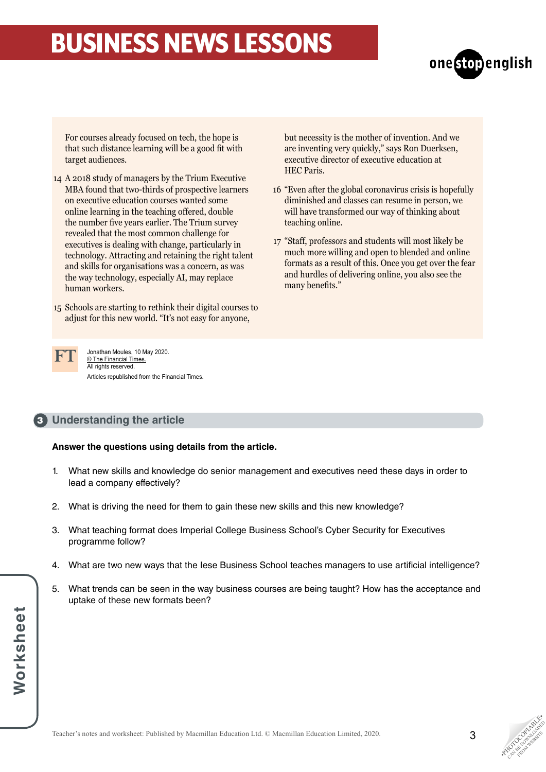For courses already focused on tech, the hope is that such distance learning will be a good fit with target audiences.

14 A 2018 study of managers by the Trium Executive MBA found that two-thirds of prospective learners on executive education courses wanted some online learning in the teaching offered, double the number five years earlier. The Trium survey revealed that the most common challenge for executives is dealing with change, particularly in technology. Attracting and retaining the right talent and skills for organisations was a concern, as was the way technology, especially AI, may replace human workers.

15 Schools are starting to rethink their digital courses to adjust for this new world. "It's not easy for anyone, but necessity is the mother of invention. And we are inventing very quickly," says Ron Duerksen, executive director of executive education at HEC Paris.

16 "Even after the global coronavirus crisis is hopefully diminished and classes can resume in person, we will have transformed our way of thinking about teaching online.

17 "Staff, professors and students will most likely be much more willing and open to blended and online formats as a result of this. Once you get over the fear and hurdles of delivering online, you also see the many benefits."

FT

Jonathan Moules, 10 May 2020.
© The Financial Times.
All rights reserved.
Articles republished from the Financial Times.

## 3 Understanding the article

**Answer the questions using details from the article.**

1. What new skills and knowledge do senior management and executives need these days in order to lead a company effectively?
2. What is driving the need for them to gain these new skills and this new knowledge?
3. What teaching format does Imperial College Business School's Cyber Security for Executives programme follow?
4. What are two new ways that the Iese Business School teaches managers to use artificial intelligence?
5. What trends can be seen in the way business courses are being taught? How has the acceptance and uptake of these new formats been?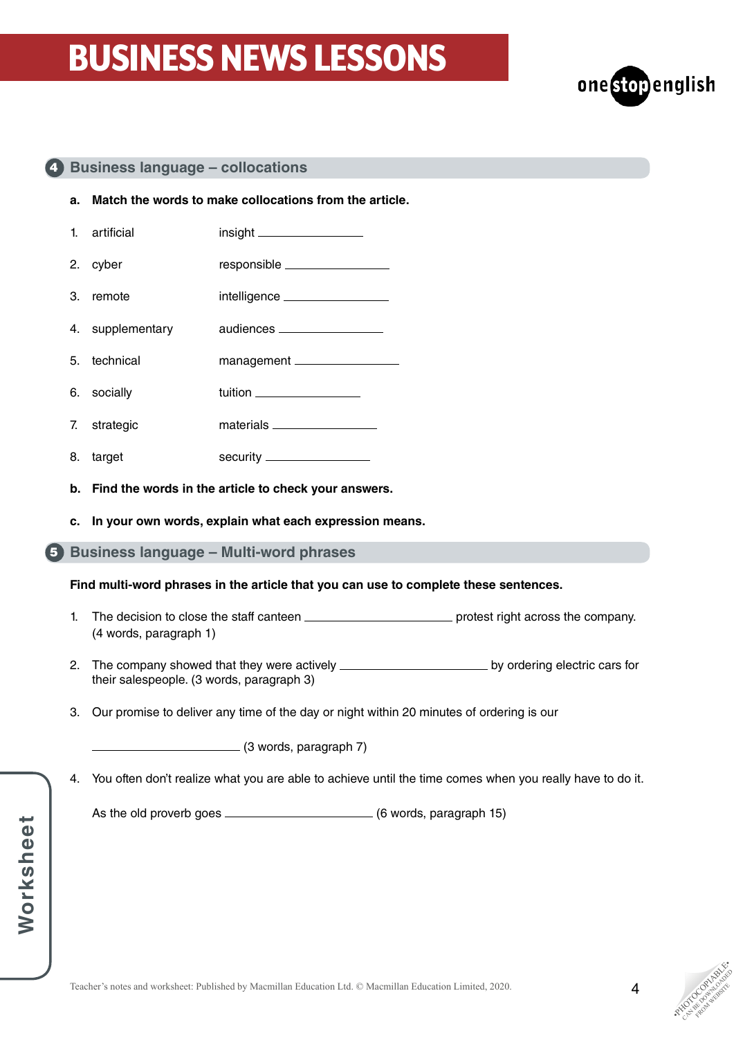## 4 Business language – collocations

**a. Match the words to make collocations from the article.**

1. artificial — insight ____________
2. cyber — responsible ____________
3. remote — intelligence ____________
4. supplementary — audiences ____________
5. technical — management ____________
6. socially — tuition ____________
7. strategic — materials ____________
8. target — security ____________

**b. Find the words in the article to check your answers.**

**c. In your own words, explain what each expression means.**

## 5 Business language – Multi-word phrases

**Find multi-word phrases in the article that you can use to complete these sentences.**

1. The decision to close the staff canteen ____________________ protest right across the company. (4 words, paragraph 1)
2. The company showed that they were actively ____________________ by ordering electric cars for their salespeople. (3 words, paragraph 3)
3. Our promise to deliver any time of the day or night within 20 minutes of ordering is our

   ____________________ (3 words, paragraph 7)
4. You often don't realize what you are able to achieve until the time comes when you really have to do it.

   As the old proverb goes ____________________ (6 words, paragraph 15)

Teacher's notes and worksheet: Published by Macmillan Education Ltd. © Macmillan Education Limited, 2020.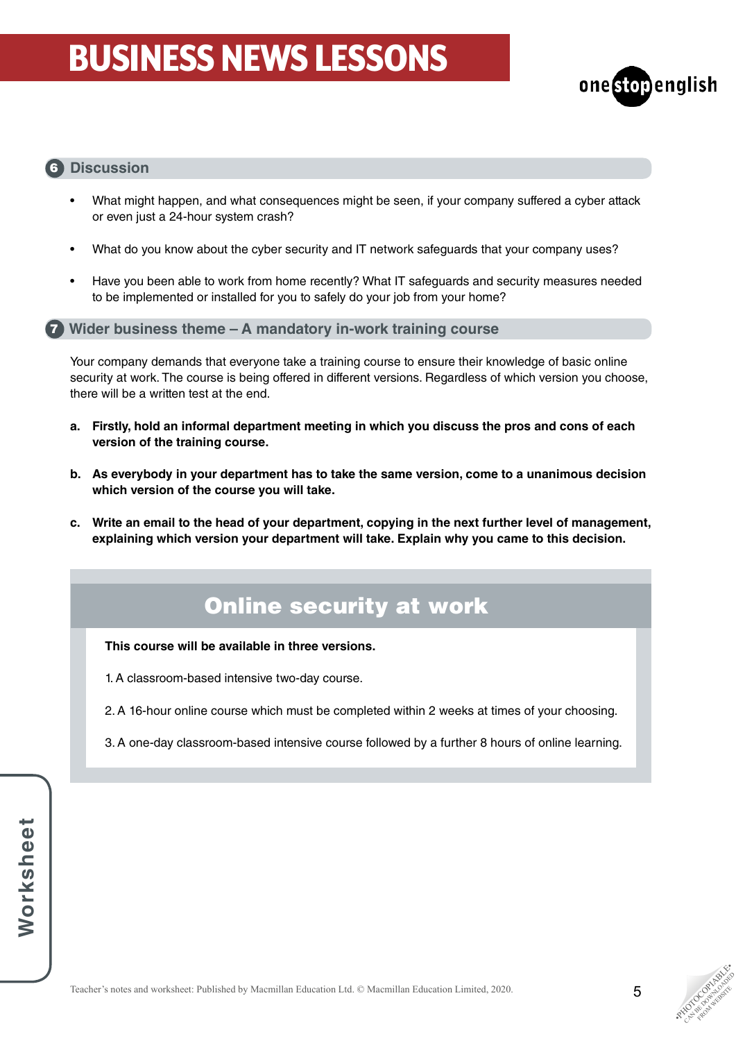## 6 Discussion

- What might happen, and what consequences might be seen, if your company suffered a cyber attack or even just a 24-hour system crash?
- What do you know about the cyber security and IT network safeguards that your company uses?
- Have you been able to work from home recently? What IT safeguards and security measures needed to be implemented or installed for you to safely do your job from your home?

## 7 Wider business theme – A mandatory in-work training course

Your company demands that everyone take a training course to ensure their knowledge of basic online security at work. The course is being offered in different versions. Regardless of which version you choose, there will be a written test at the end.

**a. Firstly, hold an informal department meeting in which you discuss the pros and cons of each version of the training course.**

**b. As everybody in your department has to take the same version, come to a unanimous decision which version of the course you will take.**

**c. Write an email to the head of your department, copying in the next further level of management, explaining which version your department will take. Explain why you came to this decision.**

### Online security at work

**This course will be available in three versions.**

1. A classroom-based intensive two-day course.

2. A 16-hour online course which must be completed within 2 weeks at times of your choosing.

3. A one-day classroom-based intensive course followed by a further 8 hours of online learning.